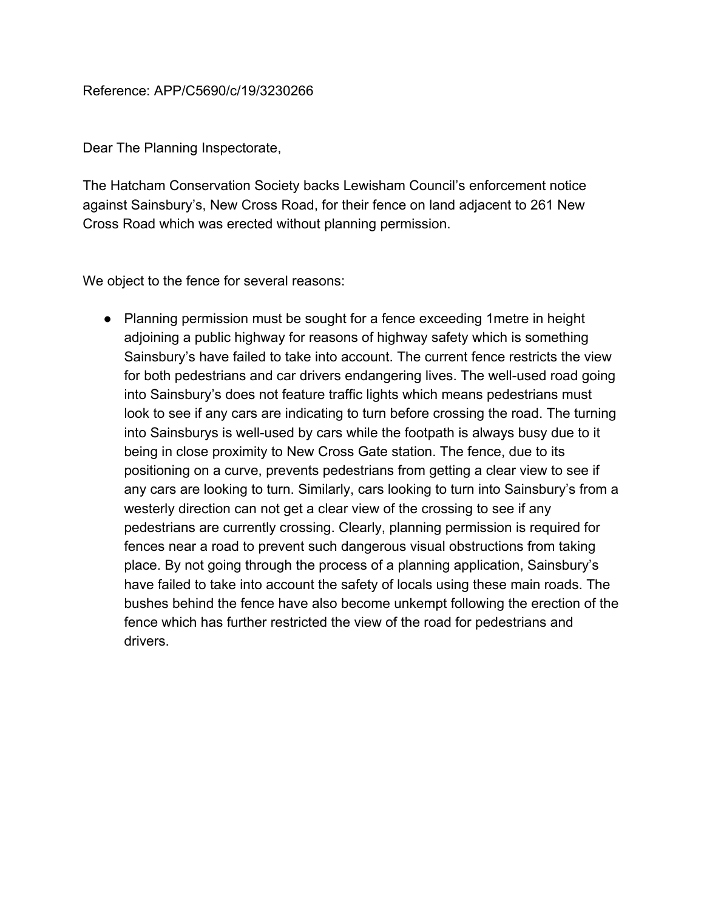Reference: APP/C5690/c/19/3230266

Dear The Planning Inspectorate,

The Hatcham Conservation Society backs Lewisham Council's enforcement notice against Sainsbury's, New Cross Road, for their fence on land adjacent to 261 New Cross Road which was erected without planning permission.

We object to the fence for several reasons:

- Planning permission must be sought for a fence exceeding 1metre in height adjoining a public highway for reasons of highway safety which is something Sainsbury's have failed to take into account. The current fence restricts the view for both pedestrians and car drivers endangering lives. The well-used road going into Sainsbury's does not feature traffic lights which means pedestrians must look to see if any cars are indicating to turn before crossing the road. The turning into Sainsburys is well-used by cars while the footpath is always busy due to it being in close proximity to New Cross Gate station. The fence, due to its positioning on a curve, prevents pedestrians from getting a clear view to see if any cars are looking to turn. Similarly, cars looking to turn into Sainsbury's from a westerly direction can not get a clear view of the crossing to see if any pedestrians are currently crossing. Clearly, planning permission is required for fences near a road to prevent such dangerous visual obstructions from taking place. By not going through the process of a planning application, Sainsbury's have failed to take into account the safety of locals using these main roads. The bushes behind the fence have also become unkempt following the erection of the fence which has further restricted the view of the road for pedestrians and drivers.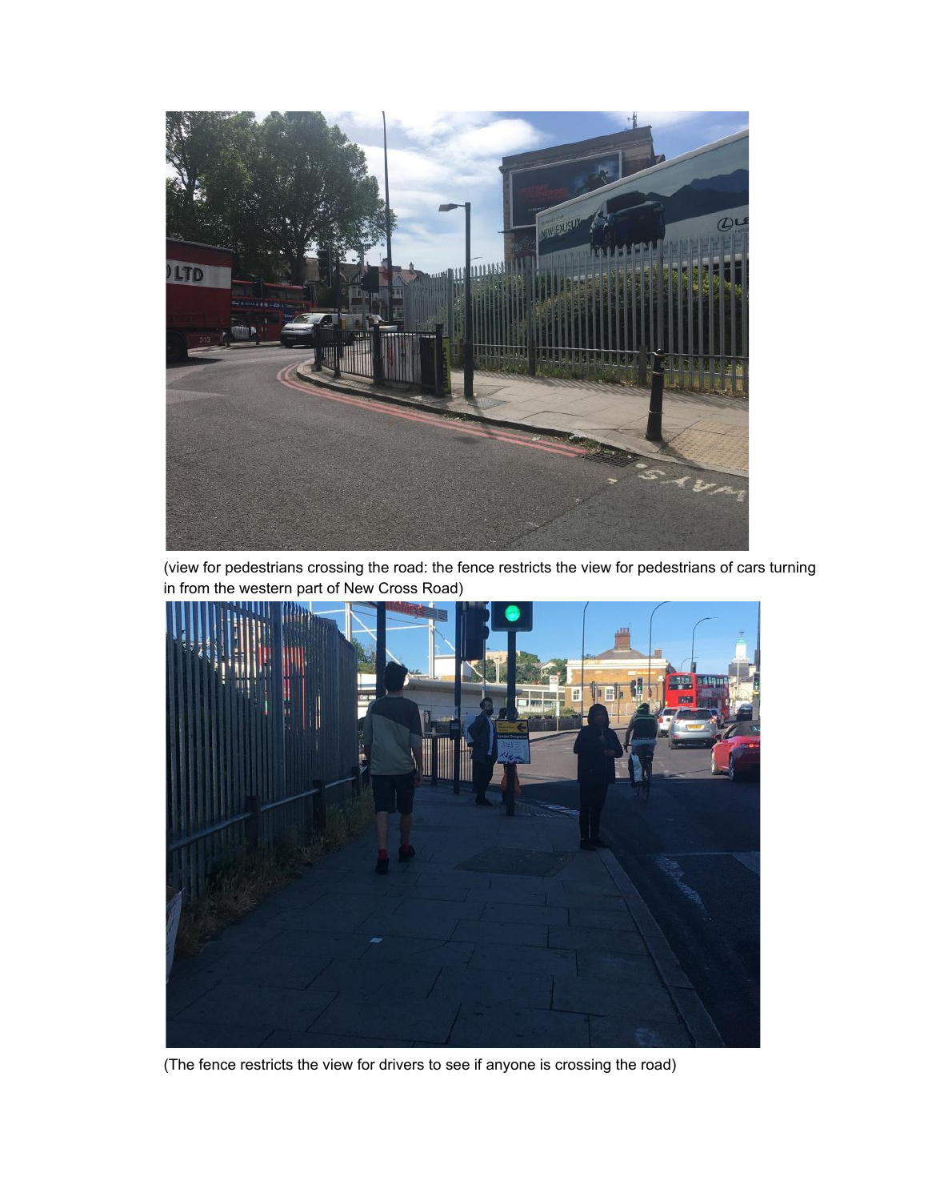(view for pedestrians crossing the road: the fence restricts the view for pedestrians of cars turning in from the western part of New Cross Road)

(The fence restricts the view for drivers to see if anyone is crossing the road)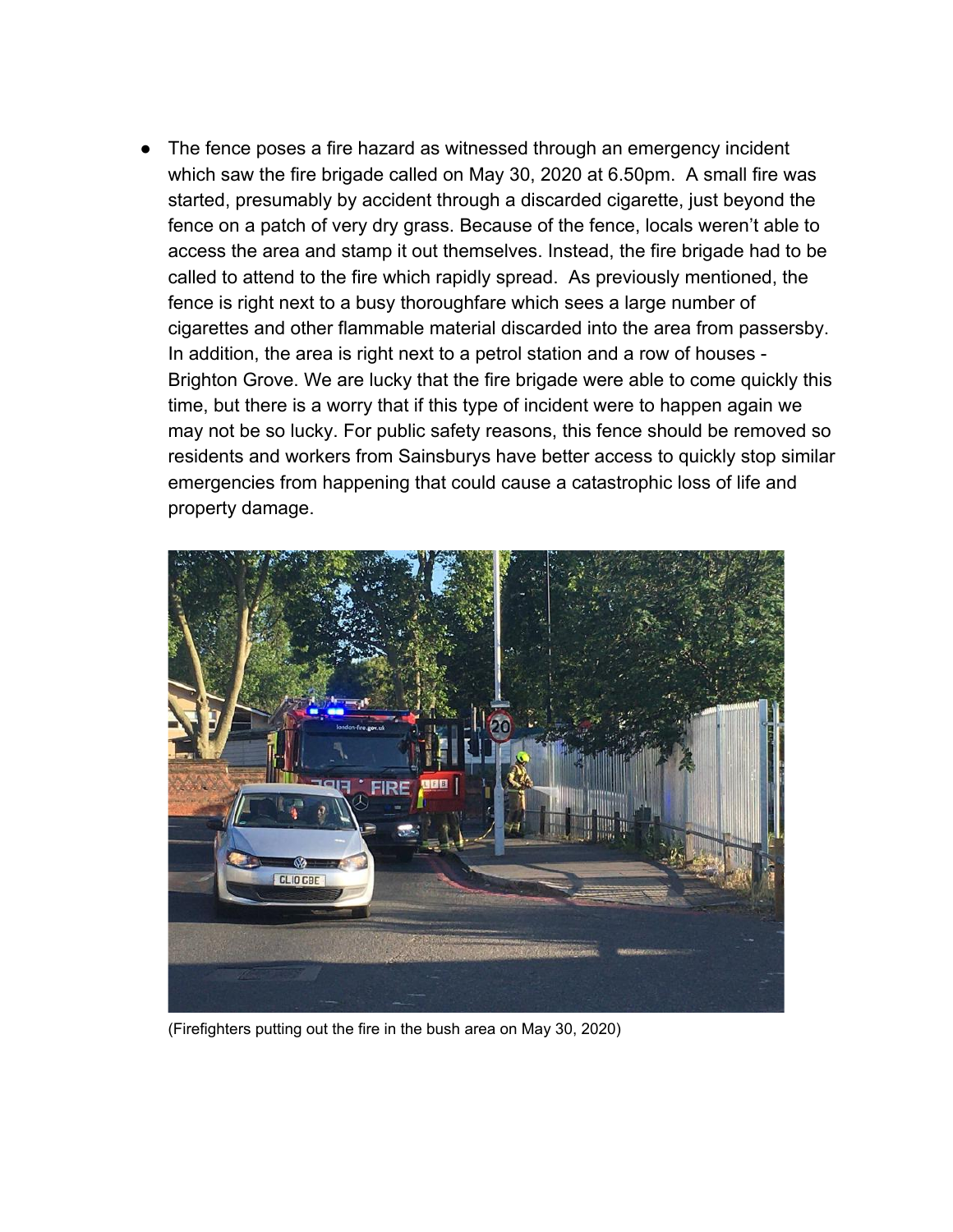- The fence poses a fire hazard as witnessed through an emergency incident which saw the fire brigade called on May 30, 2020 at 6.50pm. A small fire was started, presumably by accident through a discarded cigarette, just beyond the fence on a patch of very dry grass. Because of the fence, locals weren't able to access the area and stamp it out themselves. Instead, the fire brigade had to be called to attend to the fire which rapidly spread. As previously mentioned, the fence is right next to a busy thoroughfare which sees a large number of cigarettes and other flammable material discarded into the area from passersby. In addition, the area is right next to a petrol station and a row of houses - Brighton Grove. We are lucky that the fire brigade were able to come quickly this time, but there is a worry that if this type of incident were to happen again we may not be so lucky. For public safety reasons, this fence should be removed so residents and workers from Sainsburys have better access to quickly stop similar emergencies from happening that could cause a catastrophic loss of life and property damage.

(Firefighters putting out the fire in the bush area on May 30, 2020)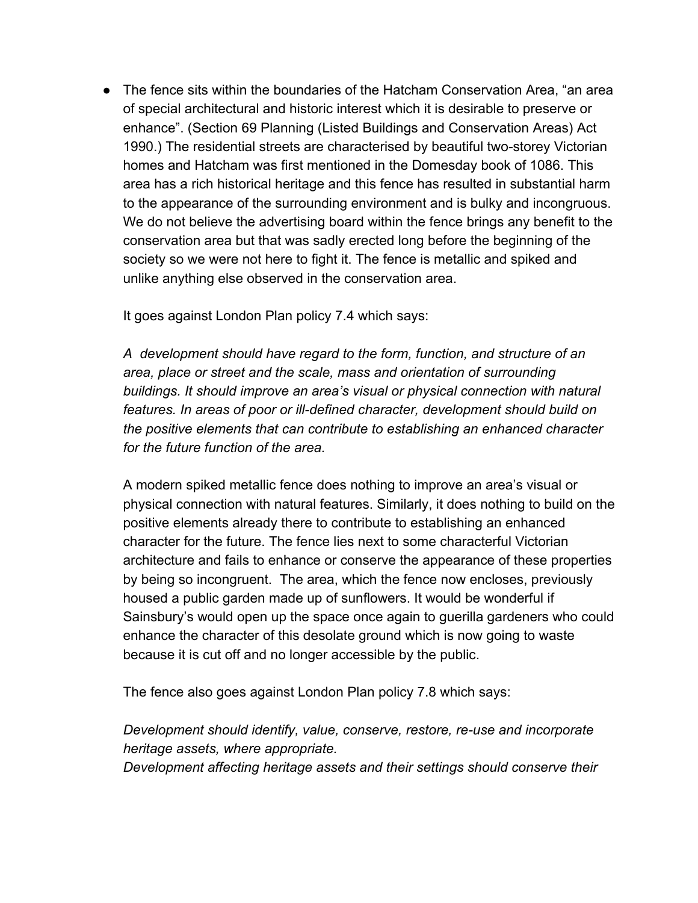- The fence sits within the boundaries of the Hatcham Conservation Area, "an area of special architectural and historic interest which it is desirable to preserve or enhance". (Section 69 Planning (Listed Buildings and Conservation Areas) Act 1990.) The residential streets are characterised by beautiful two-storey Victorian homes and Hatcham was first mentioned in the Domesday book of 1086. This area has a rich historical heritage and this fence has resulted in substantial harm to the appearance of the surrounding environment and is bulky and incongruous. We do not believe the advertising board within the fence brings any benefit to the conservation area but that was sadly erected long before the beginning of the society so we were not here to fight it. The fence is metallic and spiked and unlike anything else observed in the conservation area.

  It goes against London Plan policy 7.4 which says:

  *A development should have regard to the form, function, and structure of an area, place or street and the scale, mass and orientation of surrounding buildings. It should improve an area's visual or physical connection with natural features. In areas of poor or ill-defined character, development should build on the positive elements that can contribute to establishing an enhanced character for the future function of the area.*

  A modern spiked metallic fence does nothing to improve an area's visual or physical connection with natural features. Similarly, it does nothing to build on the positive elements already there to contribute to establishing an enhanced character for the future. The fence lies next to some characterful Victorian architecture and fails to enhance or conserve the appearance of these properties by being so incongruent. The area, which the fence now encloses, previously housed a public garden made up of sunflowers. It would be wonderful if Sainsbury's would open up the space once again to guerilla gardeners who could enhance the character of this desolate ground which is now going to waste because it is cut off and no longer accessible by the public.

  The fence also goes against London Plan policy 7.8 which says:

  *Development should identify, value, conserve, restore, re-use and incorporate heritage assets, where appropriate.*
  *Development affecting heritage assets and their settings should conserve their*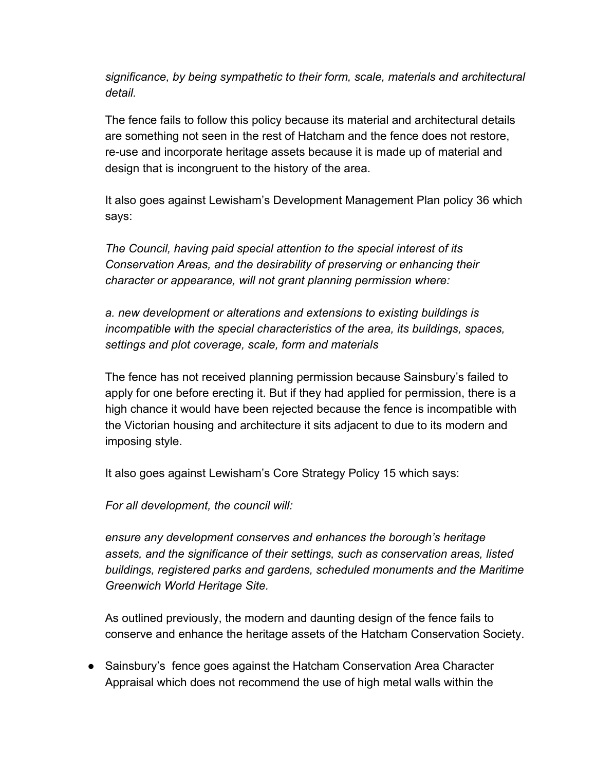*significance, by being sympathetic to their form, scale, materials and architectural detail.*

The fence fails to follow this policy because its material and architectural details are something not seen in the rest of Hatcham and the fence does not restore, re-use and incorporate heritage assets because it is made up of material and design that is incongruent to the history of the area.

It also goes against Lewisham's Development Management Plan policy 36 which says:

*The Council, having paid special attention to the special interest of its Conservation Areas, and the desirability of preserving or enhancing their character or appearance, will not grant planning permission where:*

*a. new development or alterations and extensions to existing buildings is incompatible with the special characteristics of the area, its buildings, spaces, settings and plot coverage, scale, form and materials*

The fence has not received planning permission because Sainsbury's failed to apply for one before erecting it. But if they had applied for permission, there is a high chance it would have been rejected because the fence is incompatible with the Victorian housing and architecture it sits adjacent to due to its modern and imposing style.

It also goes against Lewisham's Core Strategy Policy 15 which says:

*For all development, the council will:*

*ensure any development conserves and enhances the borough's heritage assets, and the significance of their settings, such as conservation areas, listed buildings, registered parks and gardens, scheduled monuments and the Maritime Greenwich World Heritage Site.*

As outlined previously, the modern and daunting design of the fence fails to conserve and enhance the heritage assets of the Hatcham Conservation Society.

- Sainsbury's fence goes against the Hatcham Conservation Area Character Appraisal which does not recommend the use of high metal walls within the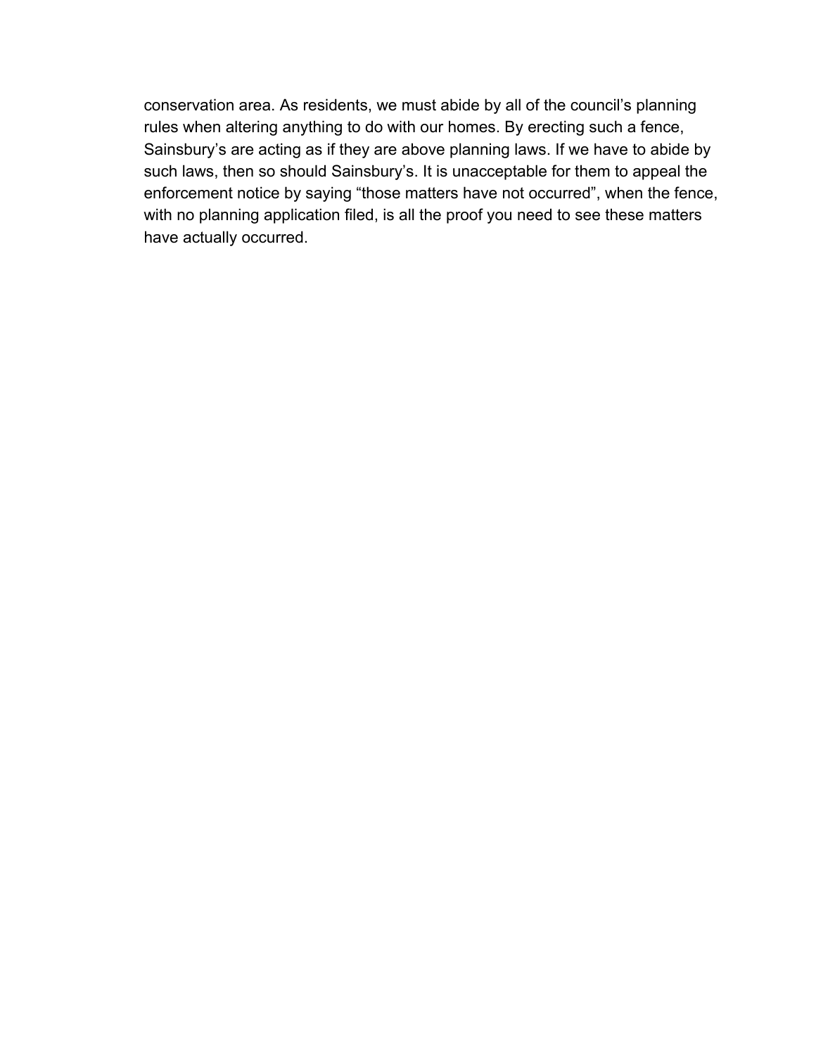conservation area. As residents, we must abide by all of the council's planning rules when altering anything to do with our homes. By erecting such a fence, Sainsbury's are acting as if they are above planning laws. If we have to abide by such laws, then so should Sainsbury's. It is unacceptable for them to appeal the enforcement notice by saying "those matters have not occurred", when the fence, with no planning application filed, is all the proof you need to see these matters have actually occurred.